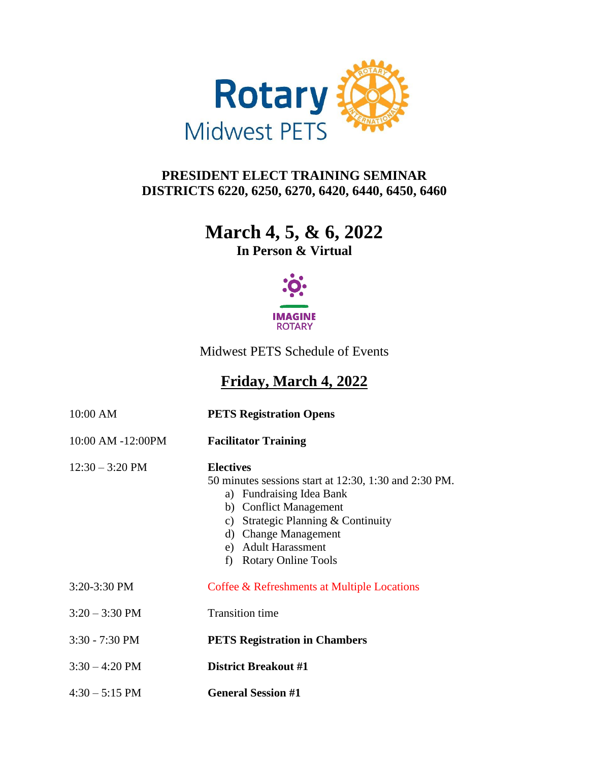Rotary Midwest PETS

# PRESIDENT ELECT TRAINING SEMINAR
# DISTRICTS 6220, 6250, 6270, 6420, 6440, 6450, 6460

## March 4, 5, & 6, 2022

**In Person & Virtual**

IMAGINE ROTARY

Midwest PETS Schedule of Events

## Friday, March 4, 2022

| | |
|---|---|
| 10:00 AM | **PETS Registration Opens** |
| 10:00 AM -12:00PM | **Facilitator Training** |
| 12:30 – 3:20 PM | **Electives**<br>50 minutes sessions start at 12:30, 1:30 and 2:30 PM.<br>a) Fundraising Idea Bank<br>b) Conflict Management<br>c) Strategic Planning & Continuity<br>d) Change Management<br>e) Adult Harassment<br>f) Rotary Online Tools |
| 3:20-3:30 PM | Coffee & Refreshments at Multiple Locations |
| 3:20 – 3:30 PM | Transition time |
| 3:30 - 7:30 PM | **PETS Registration in Chambers** |
| 3:30 – 4:20 PM | **District Breakout #1** |
| 4:30 – 5:15 PM | **General Session #1** |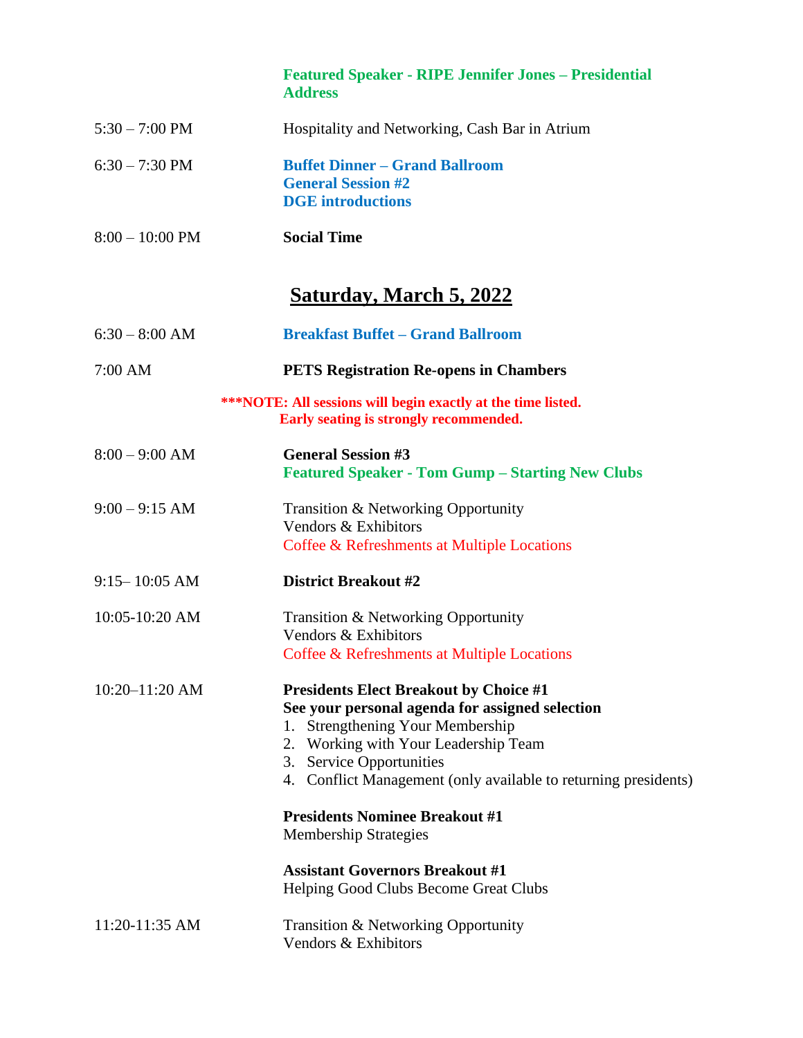**Featured Speaker - RIPE Jennifer Jones – Presidential Address**

| | |
|---|---|
| 5:30 – 7:00 PM | Hospitality and Networking, Cash Bar in Atrium |
| 6:30 – 7:30 PM | **Buffet Dinner – Grand Ballroom**<br>**General Session #2**<br>**DGE introductions** |
| 8:00 – 10:00 PM | **Social Time** |

## Saturday, March 5, 2022

| | |
|---|---|
| 6:30 – 8:00 AM | **Breakfast Buffet – Grand Ballroom** |
| 7:00 AM | **PETS Registration Re-opens in Chambers** |

**\*\*\*NOTE: All sessions will begin exactly at the time listed. Early seating is strongly recommended.**

| | |
|---|---|
| 8:00 – 9:00 AM | **General Session #3**<br>**Featured Speaker - Tom Gump – Starting New Clubs** |
| 9:00 – 9:15 AM | Transition & Networking Opportunity<br>Vendors & Exhibitors<br>Coffee & Refreshments at Multiple Locations |
| 9:15– 10:05 AM | **District Breakout #2** |
| 10:05-10:20 AM | Transition & Networking Opportunity<br>Vendors & Exhibitors<br>Coffee & Refreshments at Multiple Locations |
| 10:20–11:20 AM | **Presidents Elect Breakout by Choice #1**<br>**See your personal agenda for assigned selection**<br>1. Strengthening Your Membership<br>2. Working with Your Leadership Team<br>3. Service Opportunities<br>4. Conflict Management (only available to returning presidents)<br><br>**Presidents Nominee Breakout #1**<br>Membership Strategies<br><br>**Assistant Governors Breakout #1**<br>Helping Good Clubs Become Great Clubs |
| 11:20-11:35 AM | Transition & Networking Opportunity<br>Vendors & Exhibitors |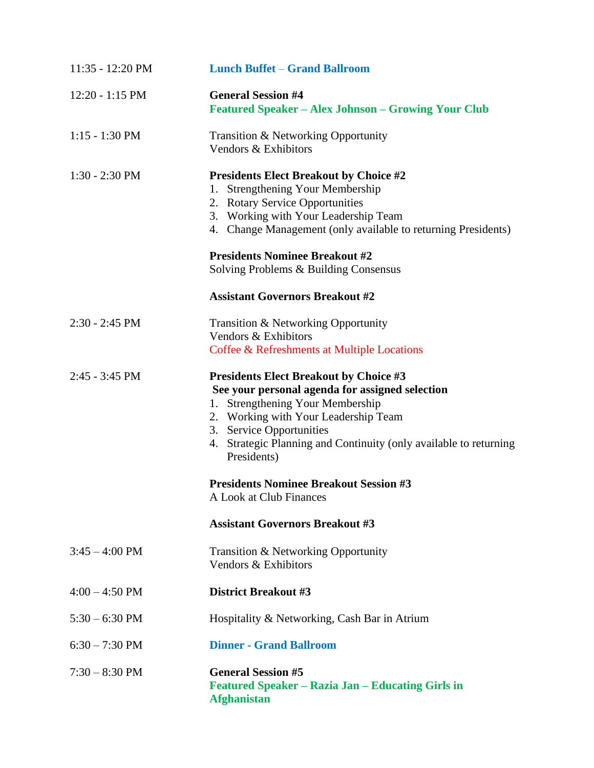| | |
|---|---|
| 11:35 - 12:20 PM | **Lunch Buffet** – **Grand Ballroom** |
| 12:20 - 1:15 PM | **General Session #4**<br>**Featured Speaker – Alex Johnson – Growing Your Club** |
| 1:15 - 1:30 PM | Transition & Networking Opportunity<br>Vendors & Exhibitors |
| 1:30 - 2:30 PM | **Presidents Elect Breakout by Choice #2**<br>1. Strengthening Your Membership<br>2. Rotary Service Opportunities<br>3. Working with Your Leadership Team<br>4. Change Management (only available to returning Presidents)<br><br>**Presidents Nominee Breakout #2**<br>Solving Problems & Building Consensus<br><br>**Assistant Governors Breakout #2** |
| 2:30 - 2:45 PM | Transition & Networking Opportunity<br>Vendors & Exhibitors<br>Coffee & Refreshments at Multiple Locations |
| 2:45 - 3:45 PM | **Presidents Elect Breakout by Choice #3**<br>**See your personal agenda for assigned selection**<br>1. Strengthening Your Membership<br>2. Working with Your Leadership Team<br>3. Service Opportunities<br>4. Strategic Planning and Continuity (only available to returning Presidents)<br><br>**Presidents Nominee Breakout Session #3**<br>A Look at Club Finances<br><br>**Assistant Governors Breakout #3** |
| 3:45 – 4:00 PM | Transition & Networking Opportunity<br>Vendors & Exhibitors |
| 4:00 – 4:50 PM | **District Breakout #3** |
| 5:30 – 6:30 PM | Hospitality & Networking, Cash Bar in Atrium |
| 6:30 – 7:30 PM | **Dinner - Grand Ballroom** |
| 7:30 – 8:30 PM | **General Session #5**<br>**Featured Speaker – Razia Jan – Educating Girls in Afghanistan** |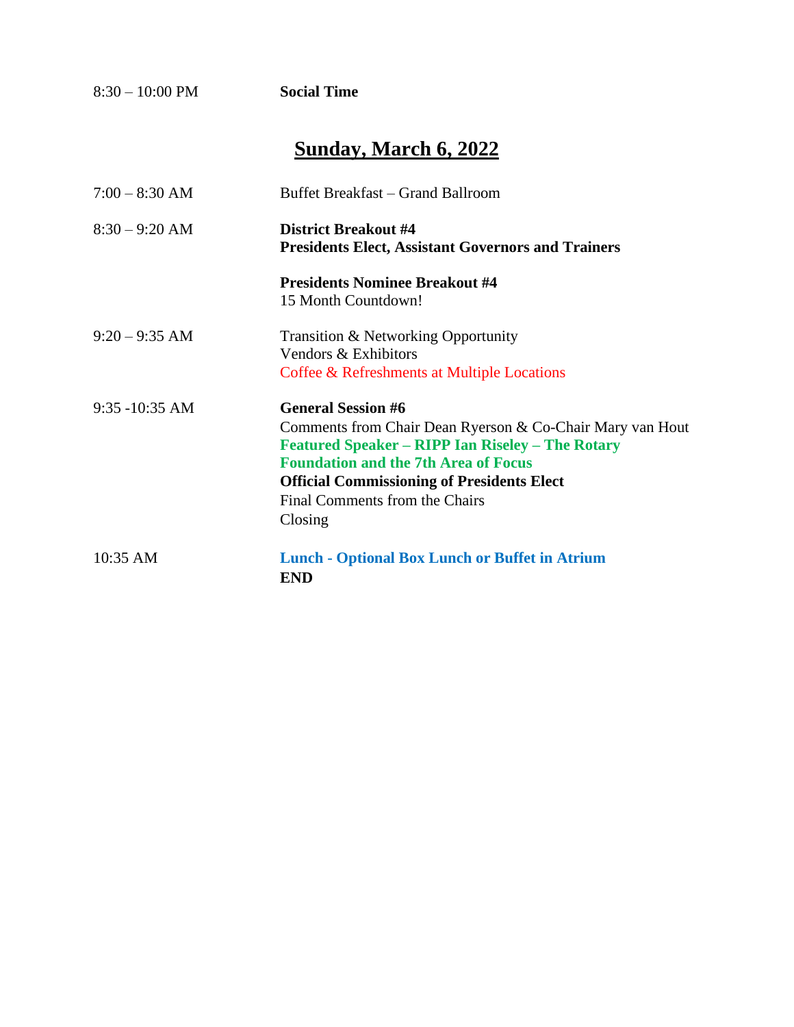8:30 – 10:00 PM **Social Time**

## <u>Sunday, March 6, 2022</u>

| | |
|---|---|
| 7:00 – 8:30 AM | Buffet Breakfast – Grand Ballroom |
| 8:30 – 9:20 AM | **District Breakout #4**<br>**Presidents Elect, Assistant Governors and Trainers**<br><br>**Presidents Nominee Breakout #4**<br>15 Month Countdown! |
| 9:20 – 9:35 AM | Transition & Networking Opportunity<br>Vendors & Exhibitors<br>Coffee & Refreshments at Multiple Locations |
| 9:35 -10:35 AM | **General Session #6**<br>Comments from Chair Dean Ryerson & Co-Chair Mary van Hout<br>**Featured Speaker – RIPP Ian Riseley – The Rotary Foundation and the 7th Area of Focus**<br>**Official Commissioning of Presidents Elect**<br>Final Comments from the Chairs<br>Closing |
| 10:35 AM | **Lunch - Optional Box Lunch or Buffet in Atrium**<br>**END** |